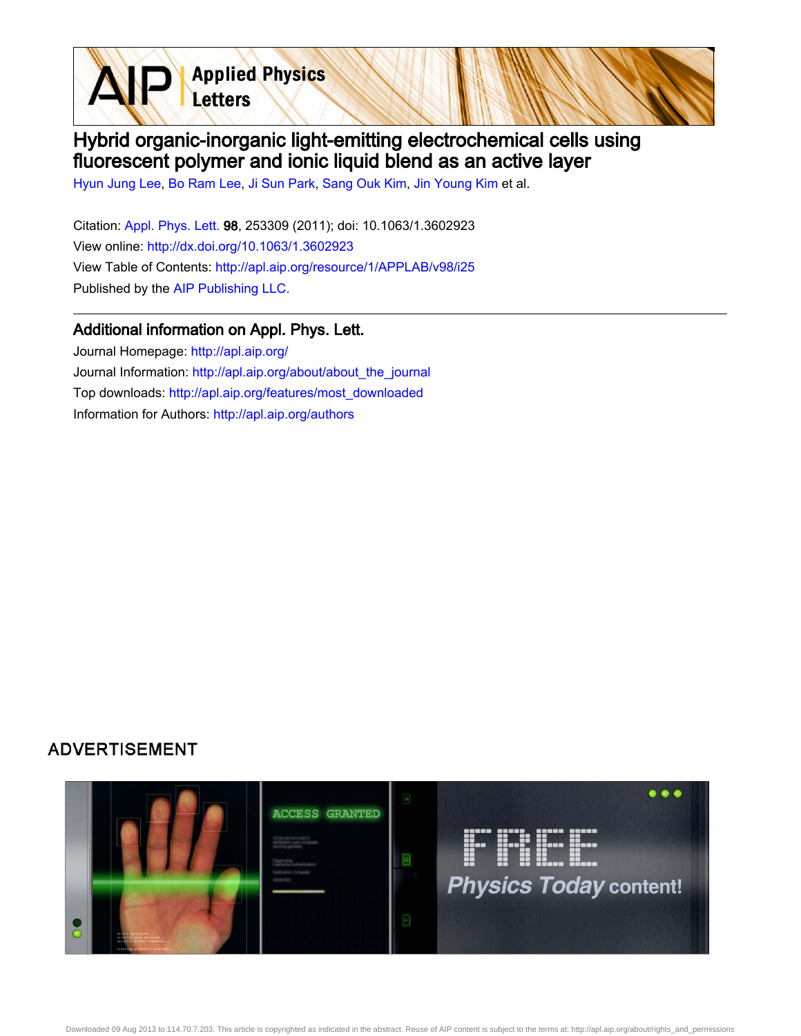# Hybrid organic-inorganic light-emitting electrochemical cells using fluorescent polymer and ionic liquid blend as an active layer

Hyun Jung Lee, Bo Ram Lee, Ji Sun Park, Sang Ouk Kim, Jin Young Kim et al.

Citation: Appl. Phys. Lett. **98**, 253309 (2011); doi: 10.1063/1.3602923
View online: http://dx.doi.org/10.1063/1.3602923
View Table of Contents: http://apl.aip.org/resource/1/APPLAB/v98/i25
Published by the AIP Publishing LLC.

## Additional information on Appl. Phys. Lett.

Journal Homepage: http://apl.aip.org/
Journal Information: http://apl.aip.org/about/about_the_journal
Top downloads: http://apl.aip.org/features/most_downloaded
Information for Authors: http://apl.aip.org/authors

ADVERTISEMENT

Downloaded 09 Aug 2013 to 114.70.7.203. This article is copyrighted as indicated in the abstract. Reuse of AIP content is subject to the terms at: http://apl.aip.org/about/rights_and_permissions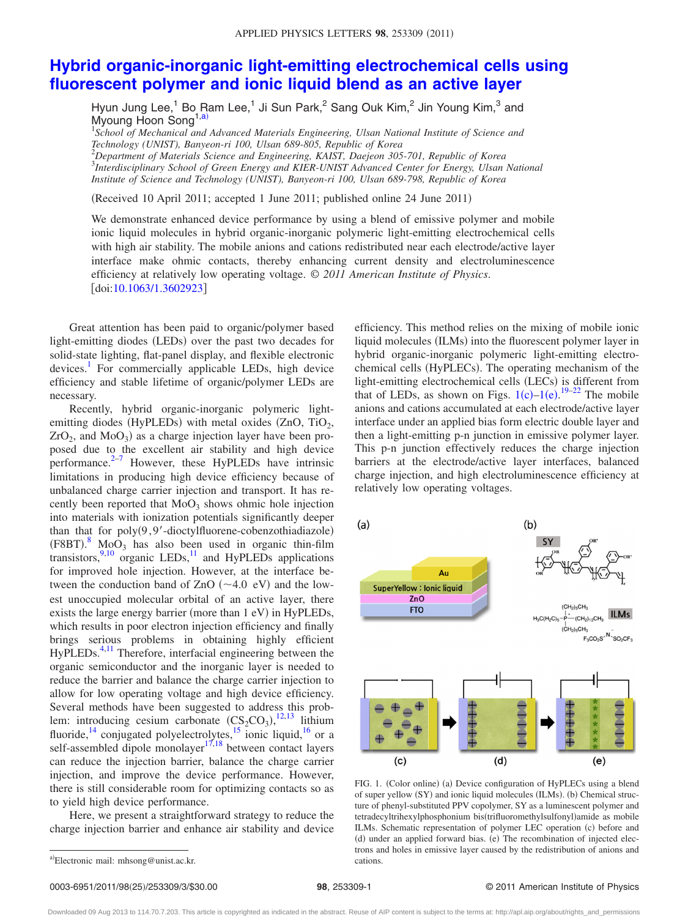# Hybrid organic-inorganic light-emitting electrochemical cells using fluorescent polymer and ionic liquid blend as an active layer

Hyun Jung Lee,[1] Bo Ram Lee,[1] Ji Sun Park,[2] Sang Ouk Kim,[2] Jin Young Kim,[3] and Myoung Hoon Song[1,a)]

[1]School of Mechanical and Advanced Materials Engineering, Ulsan National Institute of Science and Technology (UNIST), Banyeon-ri 100, Ulsan 689-805, Republic of Korea
[2]Department of Materials Science and Engineering, KAIST, Daejeon 305-701, Republic of Korea
[3]Interdisciplinary School of Green Energy and KIER-UNIST Advanced Center for Energy, Ulsan National Institute of Science and Technology (UNIST), Banyeon-ri 100, Ulsan 689-798, Republic of Korea

(Received 10 April 2011; accepted 1 June 2011; published online 24 June 2011)

We demonstrate enhanced device performance by using a blend of emissive polymer and mobile ionic liquid molecules in hybrid organic-inorganic polymeric light-emitting electrochemical cells with high air stability. The mobile anions and cations redistributed near each electrode/active layer interface make ohmic contacts, thereby enhancing current density and electroluminescence efficiency at relatively low operating voltage. © *2011 American Institute of Physics*. [doi:10.1063/1.3602923]

Great attention has been paid to organic/polymer based light-emitting diodes (LEDs) over the past two decades for solid-state lighting, flat-panel display, and flexible electronic devices.[1] For commercially applicable LEDs, high device efficiency and stable lifetime of organic/polymer LEDs are necessary.

Recently, hybrid organic-inorganic polymeric light-emitting diodes (HyPLEDs) with metal oxides (ZnO, $TiO_2$, $ZrO_2$, and $MoO_3$) as a charge injection layer have been proposed due to the excellent air stability and high device performance.[2–7] However, these HyPLEDs have intrinsic limitations in producing high device efficiency because of unbalanced charge carrier injection and transport. It has recently been reported that $MoO_3$ shows ohmic hole injection into materials with ionization potentials significantly deeper than that for poly(9,9′-dioctylfluorene-cobenzothiadiazole) (F8BT).[8] $MoO_3$ has also been used in organic thin-film transistors,[9,10] organic LEDs,[11] and HyPLEDs applications for improved hole injection. However, at the interface between the conduction band of ZnO (~4.0 eV) and the lowest unoccupied molecular orbital of an active layer, there exists the large energy barrier (more than 1 eV) in HyPLEDs, which results in poor electron injection efficiency and finally brings serious problems in obtaining highly efficient HyPLEDs.[4,11] Therefore, interfacial engineering between the organic semiconductor and the inorganic layer is needed to reduce the barrier and balance the charge carrier injection to allow for low operating voltage and high device efficiency. Several methods have been suggested to address this problem: introducing cesium carbonate ($CS_2CO_3$),[12,13] lithium fluoride,[14] conjugated polyelectrolytes,[15] ionic liquid,[16] or a self-assembled dipole monolayer[17,18] between contact layers can reduce the injection barrier, balance the charge carrier injection, and improve the device performance. However, there is still considerable room for optimizing contacts so as to yield high device performance.

Here, we present a straightforward strategy to reduce the charge injection barrier and enhance air stability and device efficiency. This method relies on the mixing of mobile ionic liquid molecules (ILMs) into the fluorescent polymer layer in hybrid organic-inorganic polymeric light-emitting electrochemical cells (HyPLECs). The operating mechanism of the light-emitting electrochemical cells (LECs) is different from that of LEDs, as shown on Figs. 1(c)–1(e).[19–22] The mobile anions and cations accumulated at each electrode/active layer interface under an applied bias form electric double layer and then a light-emitting p-n junction in emissive polymer layer. This p-n junction effectively reduces the charge injection barriers at the electrode/active layer interfaces, balanced charge injection, and high electroluminescence efficiency at relatively low operating voltages.

FIG. 1. (Color online) (a) Device configuration of HyPLECs using a blend of super yellow (SY) and ionic liquid molecules (ILMs). (b) Chemical structure of phenyl-substituted PPV copolymer, SY as a luminescent polymer and tetradecyltrihexylphosphonium bis(trifluoromethylsulfonyl)amide as mobile ILMs. Schematic representation of polymer LEC operation (c) before and (d) under an applied forward bias. (e) The recombination of injected electrons and holes in emissive layer caused by the redistribution of anions and cations.

a)Electronic mail: mhsong@unist.ac.kr.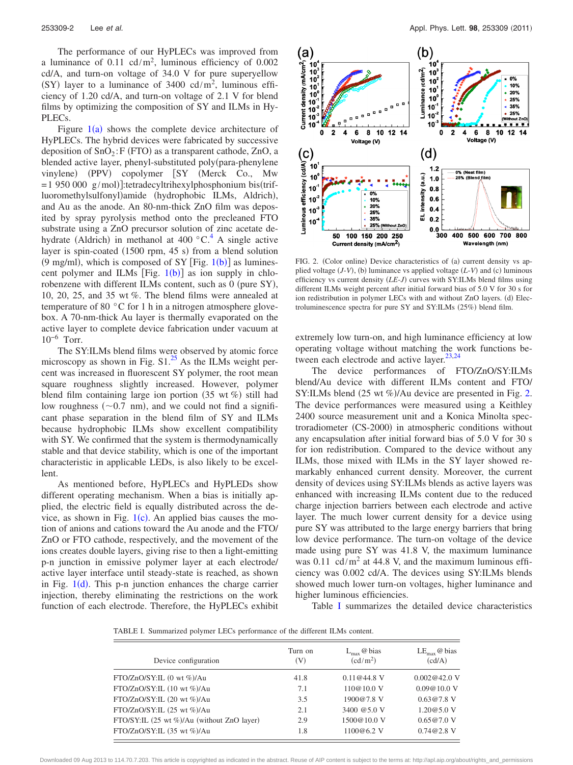The performance of our HyPLECs was improved from a luminance of 0.11 $cd/m^2$, luminous efficiency of 0.002 cd/A, and turn-on voltage of 34.0 V for pure superyellow (SY) layer to a luminance of 3400 $cd/m^2$, luminous efficiency of 1.20 cd/A, and turn-on voltage of 2.1 V for blend films by optimizing the composition of SY and ILMs in HyPLECs.

Figure 1(a) shows the complete device architecture of HyPLECs. The hybrid devices were fabricated by successive deposition of $SnO_2$:F (FTO) as a transparent cathode, ZnO, a blended active layer, phenyl-substituted poly(para-phenylene vinylene) (PPV) copolymer [SY (Merck Co., Mw = 1 950 000 g/mol)]:tetradecyltrihexylphosphonium bis(trifluoromethylsulfonyl)amide (hydrophobic ILMs, Aldrich), and Au as the anode. An 80-nm-thick ZnO film was deposited by spray pyrolysis method onto the precleaned FTO substrate using a ZnO precursor solution of zinc acetate dehydrate (Aldrich) in methanol at 400 °C.[4] A single active layer is spin-coated (1500 rpm, 45 s) from a blend solution (9 mg/ml), which is composed of SY [Fig. 1(b)] as luminescent polymer and ILMs [Fig. 1(b)] as ion supply in chlorobenzene with different ILMs content, such as 0 (pure SY), 10, 20, 25, and 35 wt %. The blend films were annealed at temperature of 80 °C for 1 h in a nitrogen atmosphere glovebox. A 70-nm-thick Au layer is thermally evaporated on the active layer to complete device fabrication under vacuum at $10^{-6}$ Torr.

The SY:ILMs blend films were observed by atomic force microscopy as shown in Fig. S1.[25] As the ILMs weight percent was increased in fluorescent SY polymer, the root mean square roughness slightly increased. However, polymer blend film containing large ion portion (35 wt %) still had low roughness (~0.7 nm), and we could not find a significant phase separation in the blend film of SY and ILMs because hydrophobic ILMs show excellent compatibility with SY. We confirmed that the system is thermodynamically stable and that device stability, which is one of the important characteristic in applicable LEDs, is also likely to be excellent.

As mentioned before, HyPLECs and HyPLEDs show different operating mechanism. When a bias is initially applied, the electric field is equally distributed across the device, as shown in Fig. 1(c). An applied bias causes the motion of anions and cations toward the Au anode and the FTO/ZnO or FTO cathode, respectively, and the movement of the ions creates double layers, giving rise to then a light-emitting p-n junction in emissive polymer layer at each electrode/active layer interface until steady-state is reached, as shown in Fig. 1(d). This p-n junction enhances the charge carrier injection, thereby eliminating the restrictions on the work function of each electrode. Therefore, the HyPLECs exhibit extremely low turn-on, and high luminance efficiency at low operating voltage without matching the work functions between each electrode and active layer.[23,24]

FIG. 2. (Color online) Device characteristics of (a) current density vs applied voltage (*J-V*), (b) luminance vs applied voltage (*L-V*) and (c) luminous efficiency vs current density (*LE-J*) curves with SY:ILMs blend films using different ILMs weight percent after initial forward bias of 5.0 V for 30 s for ion redistribution in polymer LECs with and without ZnO layers. (d) Electroluminescence spectra for pure SY and SY:ILMs (25%) blend film.

The device performances of FTO/ZnO/SY:ILMs blend/Au device with different ILMs content and FTO/SY:ILMs blend (25 wt %)/Au device are presented in Fig. 2. The device performances were measured using a Keithley 2400 source measurement unit and a Konica Minolta spectroradiometer (CS-2000) in atmospheric conditions without any encapsulation after initial forward bias of 5.0 V for 30 s for ion redistribution. Compared to the device without any ILMs, those mixed with ILMs in the SY layer showed remarkably enhanced current density. Moreover, the current density of devices using SY:ILMs blends as active layers was enhanced with increasing ILMs content due to the reduced charge injection barriers between each electrode and active layer. The much lower current density for a device using pure SY was attributed to the large energy barriers that bring low device performance. The turn-on voltage of the device made using pure SY was 41.8 V, the maximum luminance was 0.11 $cd/m^2$ at 44.8 V, and the maximum luminous efficiency was 0.002 cd/A. The devices using SY:ILMs blends showed much lower turn-on voltages, higher luminance and higher luminous efficiencies.

Table I summarizes the detailed device characteristics

TABLE I. Summarized polymer LECs performance of the different ILMs content.

| Device configuration | Turn on (V) | $L_{max}$ @ bias ($cd/m^2$) | $LE_{max}$ @ bias (cd/A) |
|---|---|---|---|
| FTO/ZnO/SY:IL (0 wt %)/Au | 41.8 | 0.11@44.8 V | 0.002@42.0 V |
| FTO/ZnO/SY:IL (10 wt %)/Au | 7.1 | 110@10.0 V | 0.09@10.0 V |
| FTO/ZnO/SY:IL (20 wt %)/Au | 3.5 | 1900@7.8 V | 0.63@7.8 V |
| FTO/ZnO/SY:IL (25 wt %)/Au | 2.1 | 3400 @5.0 V | 1.20@5.0 V |
| FTO/SY:IL (25 wt %)/Au (without ZnO layer) | 2.9 | 1500@10.0 V | 0.65@7.0 V |
| FTO/ZnO/SY:IL (35 wt %)/Au | 1.8 | 1100@6.2 V | 0.74@2.8 V |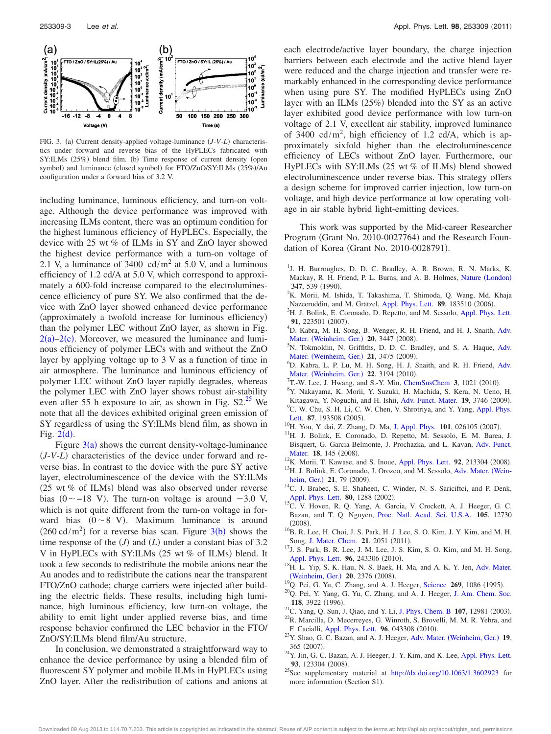(a)

FTO / ZnO / SY:IL(25%) / Au

Current density (mA/cm$^2$)

Luminance (cd/m$^2$)

$10^4$ $10^3$ $10^2$ $10^1$ $10^0$ $10^{-1}$ $10^{-2}$ $10^{-3}$ $10^{-4}$ $10^{-5}$

-16 -12 -8 -4 0 4 8

Voltage (V)

(b)

FTO / ZnO / SY:IL (25%) / Au

Current density (mA/cm$^2$)

Luminance (cd/m$^2$)

$10^2$ $10^1$

$10^4$ $10^3$ $10^2$ $10^1$ $10^0$ $10^{-1}$ $10^{-2}$ $10^{-3}$

50 100 150 200 250 300

Time (s)

FIG. 3. (a) Current density-applied voltage-luminance ($J$-$V$-$L$) characteristics under forward and reverse bias of the HyPLECs fabricated with SY:ILMs (25%) blend film. (b) Time response of current density (open symbol) and luminance (closed symbol) for FTO/ZnO/SY:ILMs (25%)/Au configuration under a forward bias of 3.2 V.

including luminance, luminous efficiency, and turn-on voltage. Although the device performance was improved with increasing ILMs content, there was an optimum condition for the highest luminous efficiency of HyPLECs. Especially, the device with 25 wt % of ILMs in SY and ZnO layer showed the highest device performance with a turn-on voltage of 2.1 V, a luminance of 3400 cd/m$^2$ at 5.0 V, and a luminous efficiency of 1.2 cd/A at 5.0 V, which correspond to approximately a 600-fold increase compared to the electroluminescence efficiency of pure SY. We also confirmed that the device with ZnO layer showed enhanced device performance (approximately a twofold increase for luminous efficiency) than the polymer LEC without ZnO layer, as shown in Fig. 2(a)–2(c). Moreover, we measured the luminance and luminous efficiency of polymer LECs with and without the ZnO layer by applying voltage up to 3 V as a function of time in air atmosphere. The luminance and luminous efficiency of polymer LEC without ZnO layer rapidly degrades, whereas the polymer LEC with ZnO layer shows robust air-stability even after 55 h exposure to air, as shown in Fig. S2.[25] We note that all the devices exhibited original green emission of SY regardless of using the SY:ILMs blend film, as shown in Fig. 2(d).

Figure 3(a) shows the current density-voltage-luminance ($J$-$V$-$L$) characteristics of the device under forward and reverse bias. In contrast to the device with the pure SY active layer, electroluminescence of the device with the SY:ILMs (25 wt % of ILMs) blend was also observed under reverse bias (0∼−18 V). The turn-on voltage is around −3.0 V, which is not quite different from the turn-on voltage in forward bias (0∼8 V). Maximum luminance is around (260 cd/m$^2$) for a reverse bias scan. Figure 3(b) shows the time response of the ($J$) and ($L$) under a constant bias of 3.2 V in HyPLECs with SY:ILMs (25 wt % of ILMs) blend. It took a few seconds to redistribute the mobile anions near the Au anodes and to redistribute the cations near the transparent FTO/ZnO cathode; charge carriers were injected after building the electric fields. These results, including high luminance, high luminous efficiency, low turn-on voltage, the ability to emit light under applied reverse bias, and time response behavior confirmed the LEC behavior in the FTO/ZnO/SY:ILMs blend film/Au structure.

In conclusion, we demonstrated a straightforward way to enhance the device performance by using a blended film of fluorescent SY polymer and mobile ILMs in HyPLECs using ZnO layer. After the redistribution of cations and anions at each electrode/active layer boundary, the charge injection barriers between each electrode and the active blend layer were reduced and the charge injection and transfer were remarkably enhanced in the corresponding device performance when using pure SY. The modified HyPLECs using ZnO layer with an ILMs (25%) blended into the SY as an active layer exhibited good device performance with low turn-on voltage of 2.1 V, excellent air stability, improved luminance of 3400 cd/m$^2$, high efficiency of 1.2 cd/A, which is approximately sixfold higher than the electroluminescence efficiency of LECs without ZnO layer. Furthermore, our HyPLECs with SY:ILMs (25 wt % of ILMs) blend showed electroluminescence under reverse bias. This strategy offers a design scheme for improved carrier injection, low turn-on voltage, and high device performance at low operating voltage in air stable hybrid light-emitting devices.

This work was supported by the Mid-career Researcher Program (Grant No. 2010-0027764) and the Research Foundation of Korea (Grant No. 2010-0028791).

[1] J. H. Burroughes, D. D. C. Bradley, A. R. Brown, R. N. Marks, K. Mackay, R. H. Friend, P. L. Burns, and A. B. Holmes, Nature (London) **347**, 539 (1990).
[2] K. Morii, M. Ishida, T. Takashima, T. Shimoda, Q. Wang, Md. Khaja Nazeeruddin, and M. Grätzel, Appl. Phys. Lett. **89**, 183510 (2006).
[3] H. J. Bolink, E. Coronado, D. Repetto, and M. Sessolo, Appl. Phys. Lett. **91**, 223501 (2007).
[4] D. Kabra, M. H. Song, B. Wenger, R. H. Friend, and H. J. Snaith, Adv. Mater. (Weinheim, Ger.) **20**, 3447 (2008).
[5] N. Tokmoldin, N. Griffiths, D. D. C. Bradley, and S. A. Haque, Adv. Mater. (Weinheim, Ger.) **21**, 3475 (2009).
[6] D. Kabra, L. P. Lu, M. H. Song, H. J. Snaith, and R. H. Friend, Adv. Mater. (Weinheim, Ger.) **22**, 3194 (2010).
[7] T.-W. Lee, J. Hwang, and S.-Y. Min, ChemSusChem **3**, 1021 (2010).
[8] Y. Nakayama, K. Morii, Y. Suzuki, H. Machida, S. Kera, N. Ueno, H. Kitagawa, Y. Noguchi, and H. Ishii, Adv. Funct. Mater. **19**, 3746 (2009).
[9] C. W. Chu, S. H. Li, C. W. Chen, V. Shrotriya, and Y. Yang, Appl. Phys. Lett. **87**, 193508 (2005).
[10] H. You, Y. dai, Z. Zhang, D. Ma, J. Appl. Phys. **101**, 026105 (2007).
[11] H. J. Bolink, E. Coronado, D. Repetto, M. Sessolo, E. M. Barea, J. Bisquert, G. Garcia-Belmonte, J. Prochazka, and L. Kavan, Adv. Funct. Mater. **18**, 145 (2008).
[12] K. Morii, T. Kawase, and S. Inoue, Appl. Phys. Lett. **92**, 213304 (2008).
[13] H. J. Bolink, E. Coronado, J. Orozco, and M. Sessolo, Adv. Mater. (Weinheim, Ger.) **21**, 79 (2009).
[14] C. J. Brabec, S. E. Shaheen, C. Winder, N. S. Sariciftci, and P. Denk, Appl. Phys. Lett. **80**, 1288 (2002).
[15] C. V. Hoven, R. Q. Yang, A. Garcia, V. Crockett, A. J. Heeger, G. C. Bazan, and T. Q. Nguyen, Proc. Natl. Acad. Sci. U.S.A. **105**, 12730 (2008).
[16] B. R. Lee, H. Choi, J. S. Park, H. J. Lee, S. O. Kim, J. Y. Kim, and M. H. Song, J. Mater. Chem. **21**, 2051 (2011).
[17] J. S. Park, B. R. Lee, J. M. Lee, J. S. Kim, S. O. Kim, and M. H. Song, Appl. Phys. Lett. **96**, 243306 (2010).
[18] H. L. Yip, S. K. Hau, N. S. Baek, H. Ma, and A. K. Y. Jen, Adv. Mater. (Weinheim, Ger.) **20**, 2376 (2008).
[19] Q. Pei, G. Yu, C. Zhang, and A. J. Heeger, Science **269**, 1086 (1995).
[20] Q. Pei, Y. Yang, G. Yu, C. Zhang, and A. J. Heeger, J. Am. Chem. Soc. **118**, 3922 (1996).
[21] C. Yang, Q. Sun, J. Qiao, and Y. Li, J. Phys. Chem. B **107**, 12981 (2003).
[22] R. Marcilla, D. Mecerreyes, G. Winroth, S. Brovelli, M. M. R. Yebra, and F. Cacialli, Appl. Phys. Lett. **96**, 043308 (2010).
[23] Y. Shao, G. C. Bazan, and A. J. Heeger, Adv. Mater. (Weinheim, Ger.) **19**, 365 (2007).
[24] Y. Jin, G. C. Bazan, A. J. Heeger, J. Y. Kim, and K. Lee, Appl. Phys. Lett. **93**, 123304 (2008).
[25] See supplementary material at http://dx.doi.org/10.1063/1.3602923 for more information (Section S1).